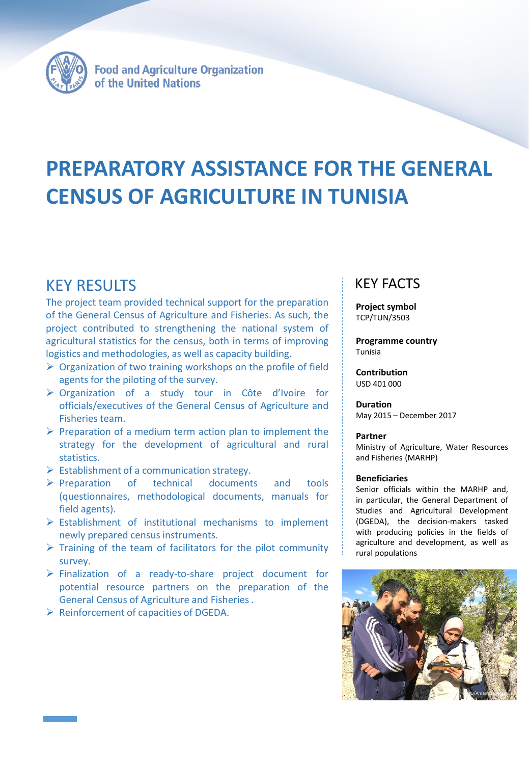Food and Agriculture Organization of the United Nations

# PREPARATORY ASSISTANCE FOR THE GENERAL CENSUS OF AGRICULTURE IN TUNISIA

## KEY RESULTS

The project team provided technical support for the preparation of the General Census of Agriculture and Fisheries. As such, the project contributed to strengthening the national system of agricultural statistics for the census, both in terms of improving logistics and methodologies, as well as capacity building.

- Organization of two training workshops on the profile of field agents for the piloting of the survey.
- Organization of a study tour in Côte d'Ivoire for officials/executives of the General Census of Agriculture and Fisheries team.
- Preparation of a medium term action plan to implement the strategy for the development of agricultural and rural statistics.
- Establishment of a communication strategy.
- Preparation of technical documents and tools (questionnaires, methodological documents, manuals for field agents).
- Establishment of institutional mechanisms to implement newly prepared census instruments.
- Training of the team of facilitators for the pilot community survey.
- Finalization of a ready-to-share project document for potential resource partners on the preparation of the General Census of Agriculture and Fisheries .
- Reinforcement of capacities of DGEDA.

## KEY FACTS

**Project symbol**
TCP/TUN/3503

**Programme country**
Tunisia

**Contribution**
USD 401 000

**Duration**
May 2015 – December 2017

**Partner**
Ministry of Agriculture, Water Resources and Fisheries (MARHP)

**Beneficiaries**
Senior officials within the MARHP and, in particular, the General Department of Studies and Agricultural Development (DGEDA), the decision-makers tasked with producing policies in the fields of agriculture and development, as well as rural populations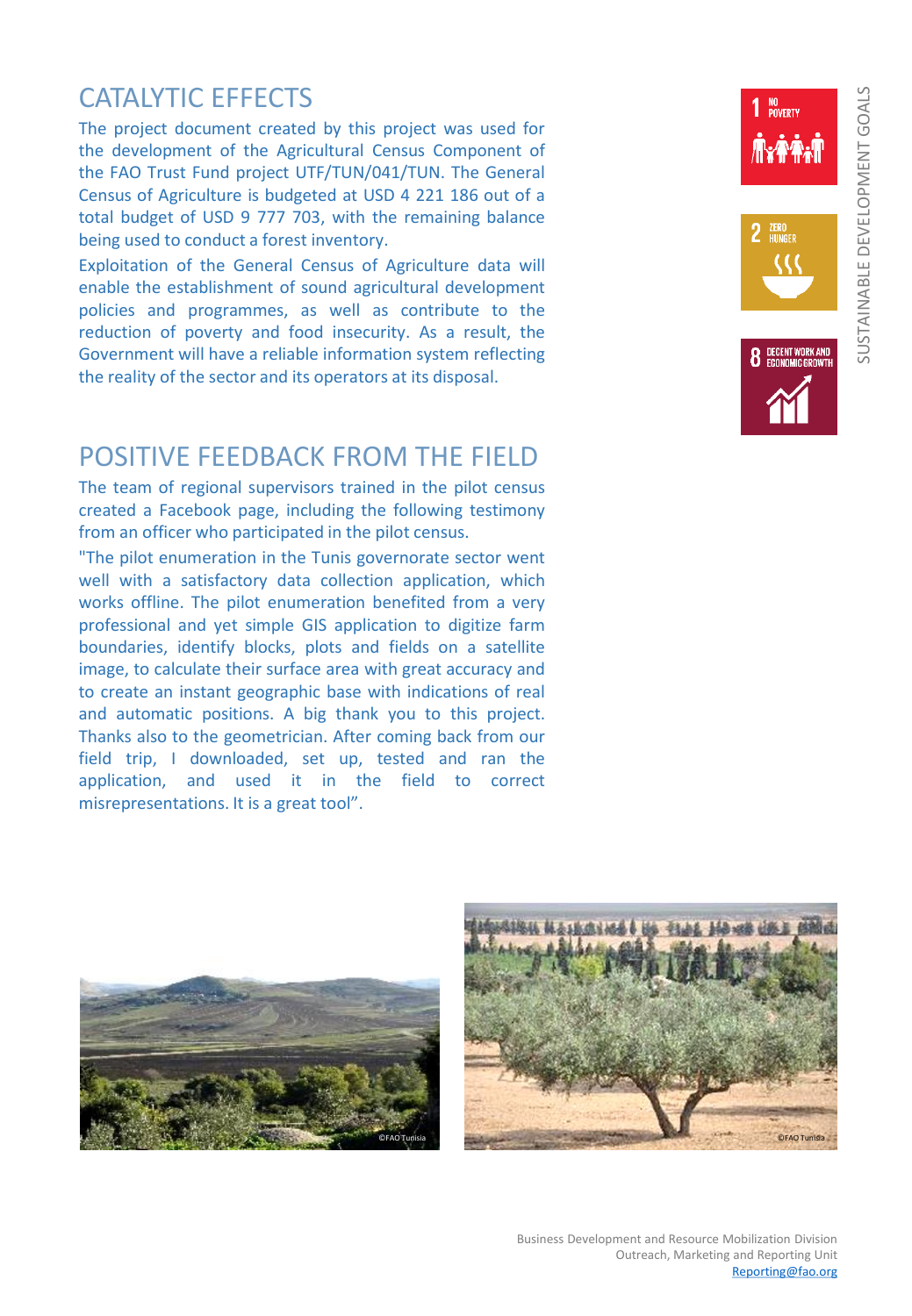## CATALYTIC EFFECTS

The project document created by this project was used for the development of the Agricultural Census Component of the FAO Trust Fund project UTF/TUN/041/TUN. The General Census of Agriculture is budgeted at USD 4 221 186 out of a total budget of USD 9 777 703, with the remaining balance being used to conduct a forest inventory.

Exploitation of the General Census of Agriculture data will enable the establishment of sound agricultural development policies and programmes, as well as contribute to the reduction of poverty and food insecurity. As a result, the Government will have a reliable information system reflecting the reality of the sector and its operators at its disposal.

## POSITIVE FEEDBACK FROM THE FIELD

The team of regional supervisors trained in the pilot census created a Facebook page, including the following testimony from an officer who participated in the pilot census.

"The pilot enumeration in the Tunis governorate sector went well with a satisfactory data collection application, which works offline. The pilot enumeration benefited from a very professional and yet simple GIS application to digitize farm boundaries, identify blocks, plots and fields on a satellite image, to calculate their surface area with great accuracy and to create an instant geographic base with indications of real and automatic positions. A big thank you to this project. Thanks also to the geometrician. After coming back from our field trip, I downloaded, set up, tested and ran the application, and used it in the field to correct misrepresentations. It is a great tool".

SUSTAINABLE DEVELOPMENT GOALS

1 NO POVERTY

2 ZERO HUNGER

8 DECENT WORK AND ECONOMIC GROWTH

©FAO Tunisia

©FAO Tunisia

Business Development and Resource Mobilization Division
Outreach, Marketing and Reporting Unit
Reporting@fao.org